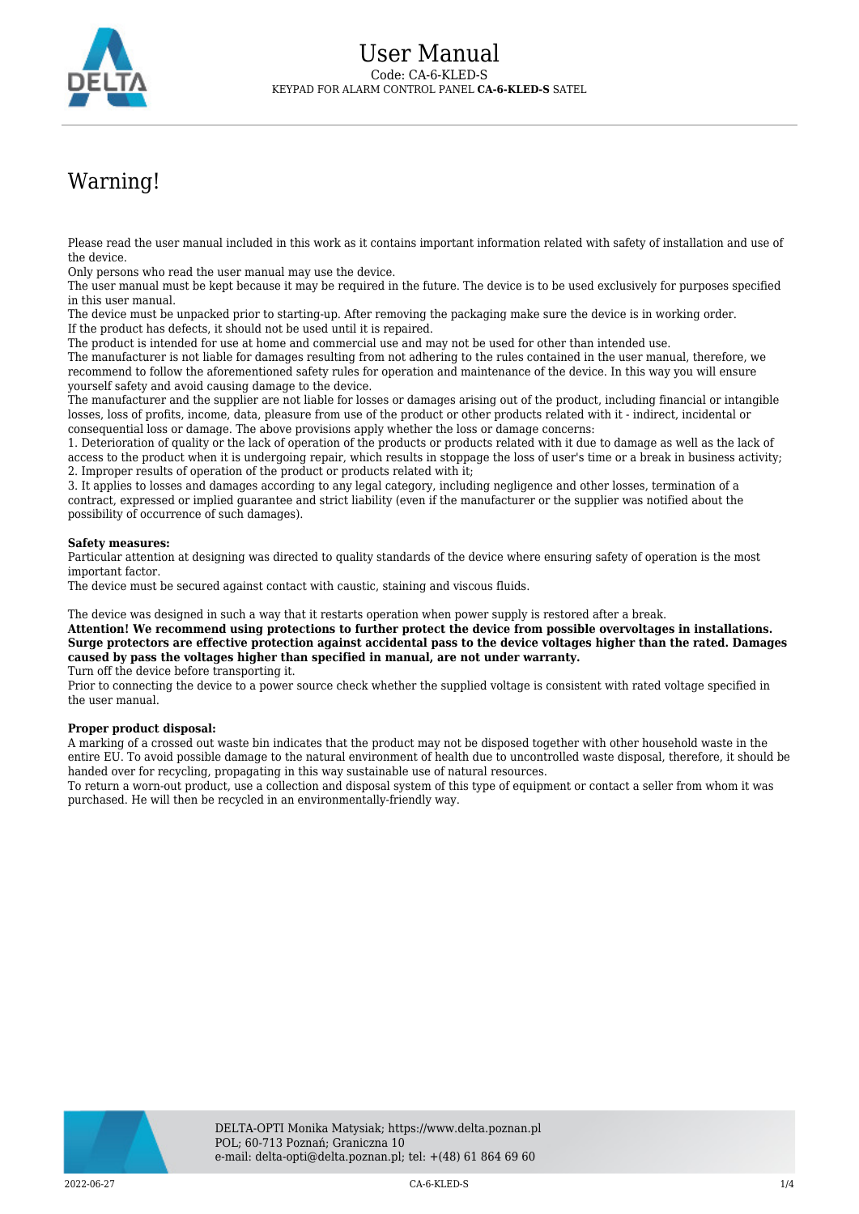# User Manual

Code: CA-6-KLED-S

KEYPAD FOR ALARM CONTROL PANEL **CA-6-KLED-S** SATEL

## Warning!

Please read the user manual included in this work as it contains important information related with safety of installation and use of the device.
Only persons who read the user manual may use the device.
The user manual must be kept because it may be required in the future. The device is to be used exclusively for purposes specified in this user manual.
The device must be unpacked prior to starting-up. After removing the packaging make sure the device is in working order.
If the product has defects, it should not be used until it is repaired.
The product is intended for use at home and commercial use and may not be used for other than intended use.
The manufacturer is not liable for damages resulting from not adhering to the rules contained in the user manual, therefore, we recommend to follow the aforementioned safety rules for operation and maintenance of the device. In this way you will ensure yourself safety and avoid causing damage to the device.
The manufacturer and the supplier are not liable for losses or damages arising out of the product, including financial or intangible losses, loss of profits, income, data, pleasure from use of the product or other products related with it - indirect, incidental or consequential loss or damage. The above provisions apply whether the loss or damage concerns:
1. Deterioration of quality or the lack of operation of the products or products related with it due to damage as well as the lack of access to the product when it is undergoing repair, which results in stoppage the loss of user's time or a break in business activity;
2. Improper results of operation of the product or products related with it;
3. It applies to losses and damages according to any legal category, including negligence and other losses, termination of a contract, expressed or implied guarantee and strict liability (even if the manufacturer or the supplier was notified about the possibility of occurrence of such damages).

**Safety measures:**
Particular attention at designing was directed to quality standards of the device where ensuring safety of operation is the most important factor.
The device must be secured against contact with caustic, staining and viscous fluids.

The device was designed in such a way that it restarts operation when power supply is restored after a break.
**Attention! We recommend using protections to further protect the device from possible overvoltages in installations. Surge protectors are effective protection against accidental pass to the device voltages higher than the rated. Damages caused by pass the voltages higher than specified in manual, are not under warranty.**
Turn off the device before transporting it.
Prior to connecting the device to a power source check whether the supplied voltage is consistent with rated voltage specified in the user manual.

**Proper product disposal:**
A marking of a crossed out waste bin indicates that the product may not be disposed together with other household waste in the entire EU. To avoid possible damage to the natural environment of health due to uncontrolled waste disposal, therefore, it should be handed over for recycling, propagating in this way sustainable use of natural resources.
To return a worn-out product, use a collection and disposal system of this type of equipment or contact a seller from whom it was purchased. He will then be recycled in an environmentally-friendly way.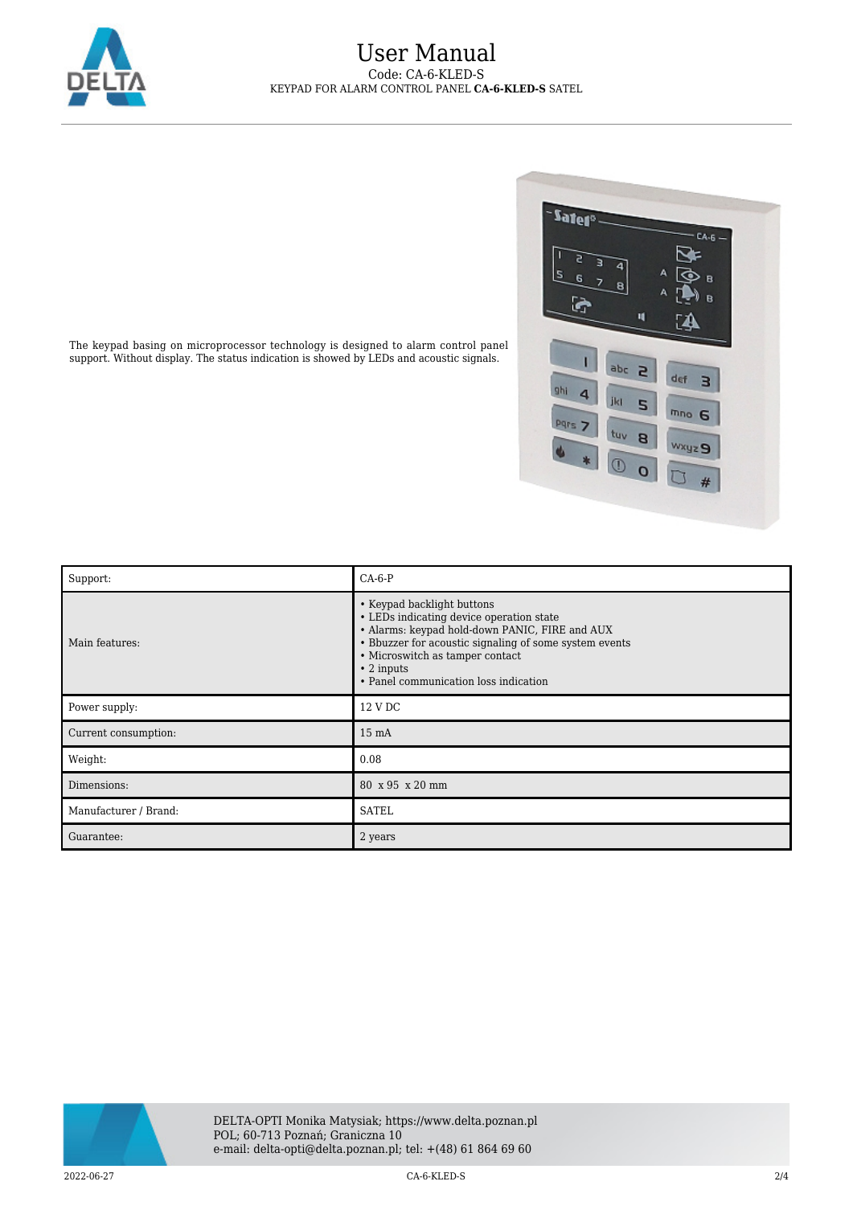# User Manual

Code: CA-6-KLED-S

KEYPAD FOR ALARM CONTROL PANEL **CA-6-KLED-S** SATEL

The keypad basing on microprocessor technology is designed to alarm control panel support. Without display. The status indication is showed by LEDs and acoustic signals.

| Support: | CA-6-P |
|---|---|
| Main features: | • Keypad backlight buttons<br>• LEDs indicating device operation state<br>• Alarms: keypad hold-down PANIC, FIRE and AUX<br>• Bbuzzer for acoustic signaling of some system events<br>• Microswitch as tamper contact<br>• 2 inputs<br>• Panel communication loss indication |
| Power supply: | 12 V DC |
| Current consumption: | 15 mA |
| Weight: | 0.08 |
| Dimensions: | 80 x 95 x 20 mm |
| Manufacturer / Brand: | SATEL |
| Guarantee: | 2 years |

DELTA-OPTI Monika Matysiak; https://www.delta.poznan.pl
POL; 60-713 Poznań; Graniczna 10
e-mail: delta-opti@delta.poznan.pl; tel: +(48) 61 864 69 60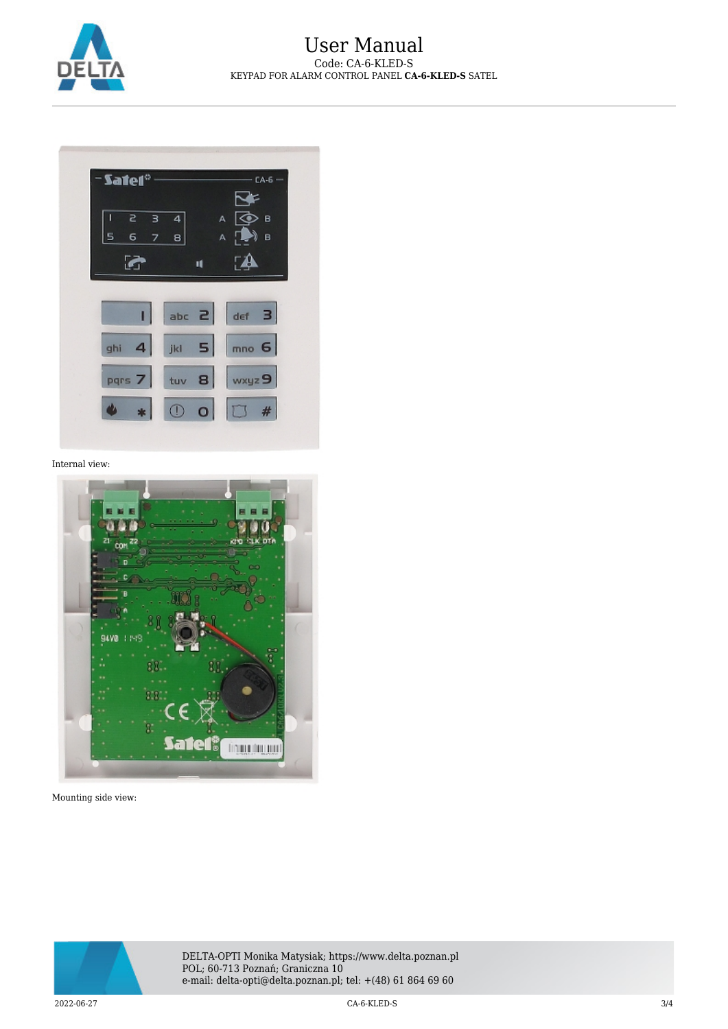Internal view:

Mounting side view: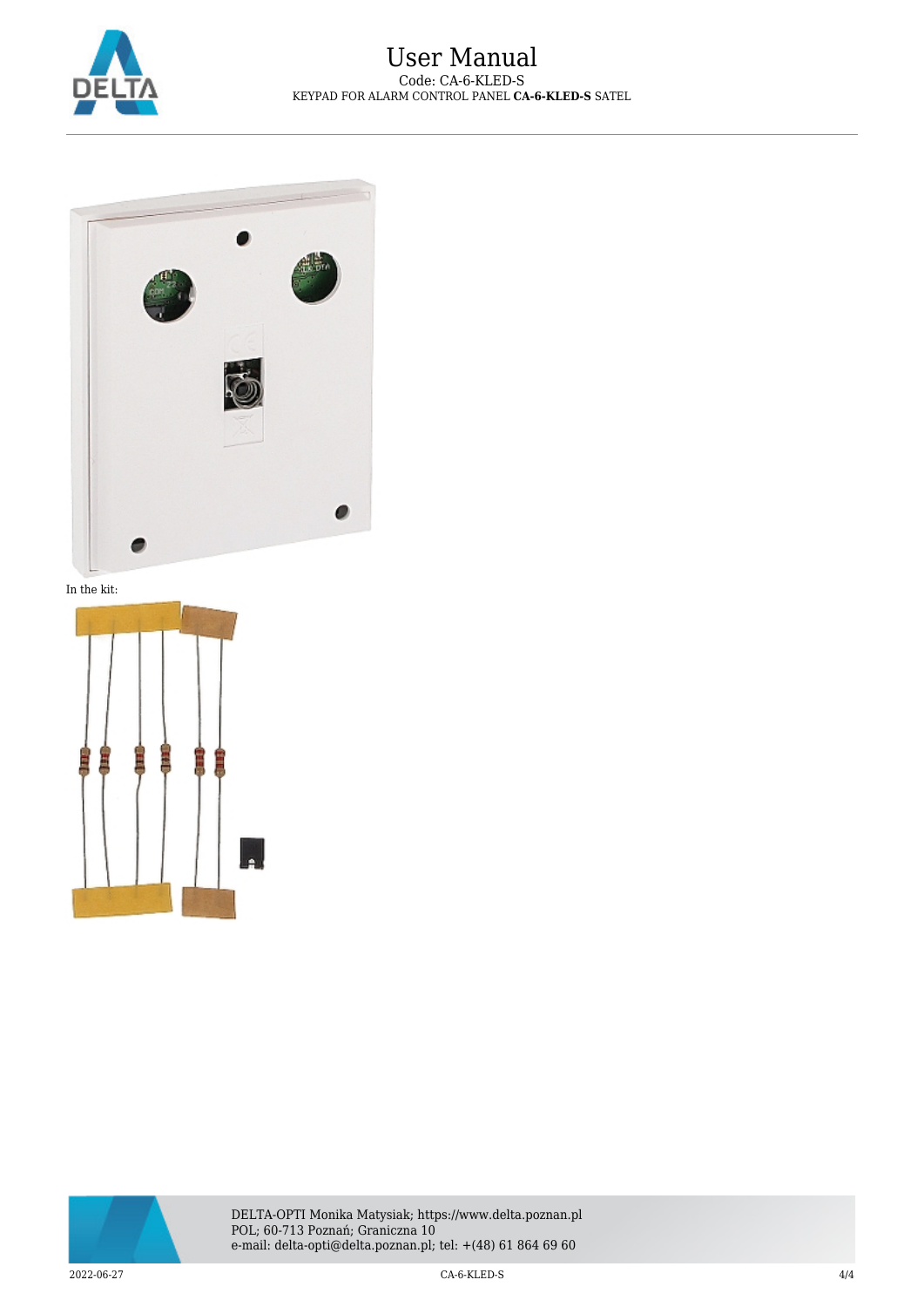In the kit: